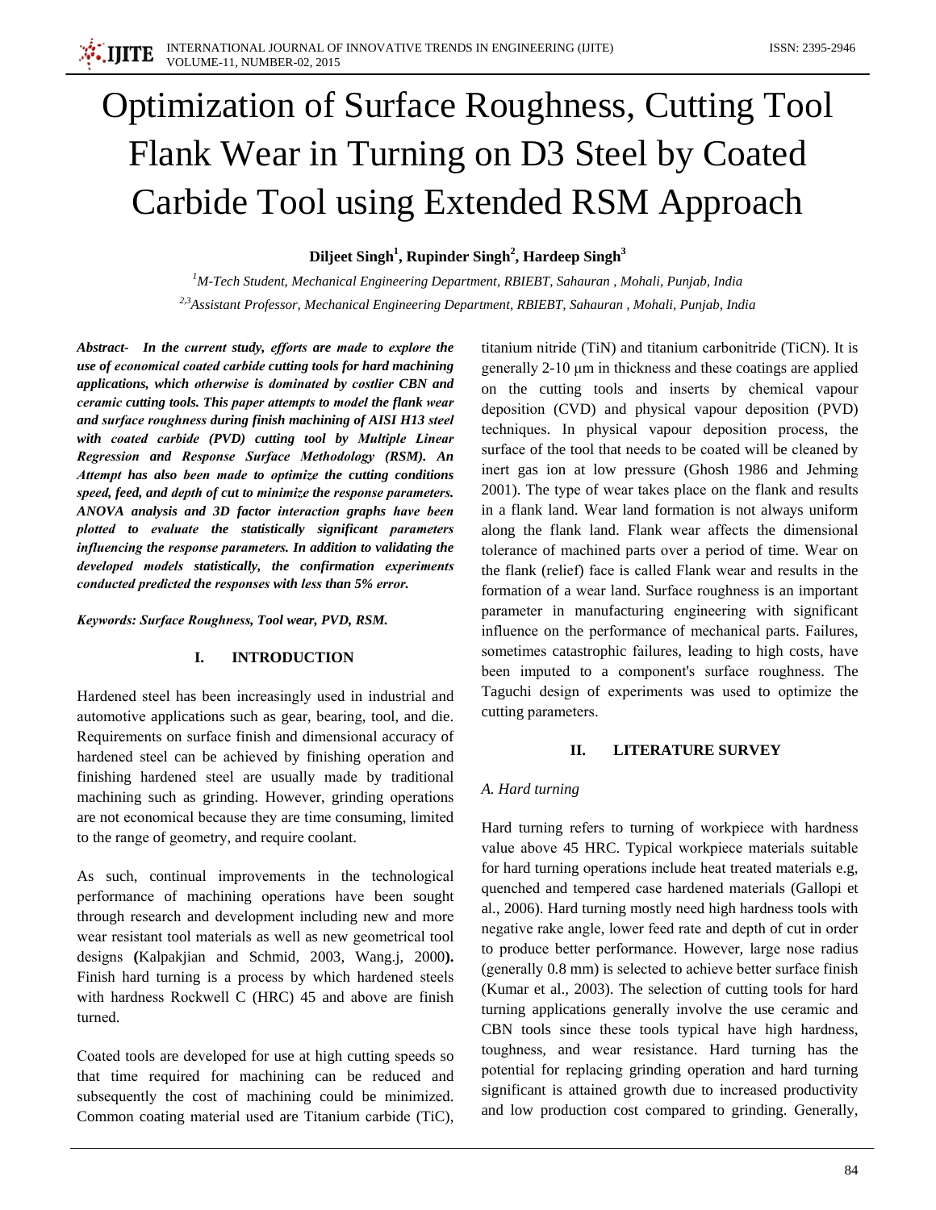# Optimization of Surface Roughness, Cutting Tool Flank Wear in Turning on D3 Steel by Coated Carbide Tool using Extended RSM Approach

**Diljeet Singh[1], Rupinder Singh[2], Hardeep Singh[3]**

*[1]M-Tech Student, Mechanical Engineering Department, RBIEBT, Sahauran , Mohali, Punjab, India*

*[2,3]Assistant Professor, Mechanical Engineering Department, RBIEBT, Sahauran , Mohali, Punjab, India*

***Abstract-** In the current study, efforts are made to explore the use of economical coated carbide cutting tools for hard machining applications, which otherwise is dominated by costlier CBN and ceramic cutting tools. This paper attempts to model the flank wear and surface roughness during finish machining of AISI H13 steel with coated carbide (PVD) cutting tool by Multiple Linear Regression and Response Surface Methodology (RSM). An Attempt has also been made to optimize the cutting conditions speed, feed, and depth of cut to minimize the response parameters. ANOVA analysis and 3D factor interaction graphs have been plotted to evaluate the statistically significant parameters influencing the response parameters. In addition to validating the developed models statistically, the confirmation experiments conducted predicted the responses with less than 5% error.*

***Keywords:** Surface Roughness, Tool wear, PVD, RSM.*

## I. INTRODUCTION

Hardened steel has been increasingly used in industrial and automotive applications such as gear, bearing, tool, and die. Requirements on surface finish and dimensional accuracy of hardened steel can be achieved by finishing operation and finishing hardened steel are usually made by traditional machining such as grinding. However, grinding operations are not economical because they are time consuming, limited to the range of geometry, and require coolant.

As such, continual improvements in the technological performance of machining operations have been sought through research and development including new and more wear resistant tool materials as well as new geometrical tool designs **(**Kalpakjian and Schmid, 2003, Wang.j, 2000**).** Finish hard turning is a process by which hardened steels with hardness Rockwell C (HRC) 45 and above are finish turned.

Coated tools are developed for use at high cutting speeds so that time required for machining can be reduced and subsequently the cost of machining could be minimized. Common coating material used are Titanium carbide (TiC), titanium nitride (TiN) and titanium carbonitride (TiCN). It is generally 2-10 μm in thickness and these coatings are applied on the cutting tools and inserts by chemical vapour deposition (CVD) and physical vapour deposition (PVD) techniques. In physical vapour deposition process, the surface of the tool that needs to be coated will be cleaned by inert gas ion at low pressure (Ghosh 1986 and Jehming 2001). The type of wear takes place on the flank and results in a flank land. Wear land formation is not always uniform along the flank land. Flank wear affects the dimensional tolerance of machined parts over a period of time. Wear on the flank (relief) face is called Flank wear and results in the formation of a wear land. Surface roughness is an important parameter in manufacturing engineering with significant influence on the performance of mechanical parts. Failures, sometimes catastrophic failures, leading to high costs, have been imputed to a component's surface roughness. The Taguchi design of experiments was used to optimize the cutting parameters.

## II. LITERATURE SURVEY

### *A. Hard turning*

Hard turning refers to turning of workpiece with hardness value above 45 HRC. Typical workpiece materials suitable for hard turning operations include heat treated materials e.g, quenched and tempered case hardened materials (Gallopi et al., 2006). Hard turning mostly need high hardness tools with negative rake angle, lower feed rate and depth of cut in order to produce better performance. However, large nose radius (generally 0.8 mm) is selected to achieve better surface finish (Kumar et al., 2003). The selection of cutting tools for hard turning applications generally involve the use ceramic and CBN tools since these tools typical have high hardness, toughness, and wear resistance. Hard turning has the potential for replacing grinding operation and hard turning significant is attained growth due to increased productivity and low production cost compared to grinding. Generally,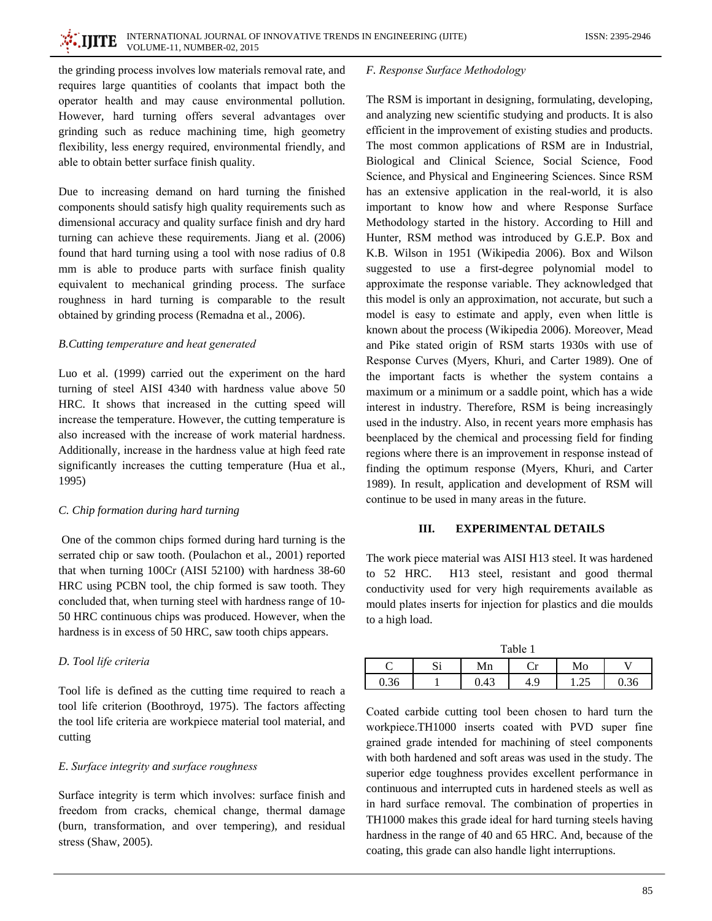the grinding process involves low materials removal rate, and requires large quantities of coolants that impact both the operator health and may cause environmental pollution. However, hard turning offers several advantages over grinding such as reduce machining time, high geometry flexibility, less energy required, environmental friendly, and able to obtain better surface finish quality.

Due to increasing demand on hard turning the finished components should satisfy high quality requirements such as dimensional accuracy and quality surface finish and dry hard turning can achieve these requirements. Jiang et al. (2006) found that hard turning using a tool with nose radius of 0.8 mm is able to produce parts with surface finish quality equivalent to mechanical grinding process. The surface roughness in hard turning is comparable to the result obtained by grinding process (Remadna et al., 2006).

### *B.Cutting temperature and heat generated*

Luo et al. (1999) carried out the experiment on the hard turning of steel AISI 4340 with hardness value above 50 HRC. It shows that increased in the cutting speed will increase the temperature. However, the cutting temperature is also increased with the increase of work material hardness. Additionally, increase in the hardness value at high feed rate significantly increases the cutting temperature (Hua et al., 1995)

### *C. Chip formation during hard turning*

One of the common chips formed during hard turning is the serrated chip or saw tooth. (Poulachon et al., 2001) reported that when turning 100Cr (AISI 52100) with hardness 38-60 HRC using PCBN tool, the chip formed is saw tooth. They concluded that, when turning steel with hardness range of 10-50 HRC continuous chips was produced. However, when the hardness is in excess of 50 HRC, saw tooth chips appears.

### *D. Tool life criteria*

Tool life is defined as the cutting time required to reach a tool life criterion (Boothroyd, 1975). The factors affecting the tool life criteria are workpiece material tool material, and cutting

### *E. Surface integrity and surface roughness*

Surface integrity is term which involves: surface finish and freedom from cracks, chemical change, thermal damage (burn, transformation, and over tempering), and residual stress (Shaw, 2005).

### *F. Response Surface Methodology*

The RSM is important in designing, formulating, developing, and analyzing new scientific studying and products. It is also efficient in the improvement of existing studies and products. The most common applications of RSM are in Industrial, Biological and Clinical Science, Social Science, Food Science, and Physical and Engineering Sciences. Since RSM has an extensive application in the real-world, it is also important to know how and where Response Surface Methodology started in the history. According to Hill and Hunter, RSM method was introduced by G.E.P. Box and K.B. Wilson in 1951 (Wikipedia 2006). Box and Wilson suggested to use a first-degree polynomial model to approximate the response variable. They acknowledged that this model is only an approximation, not accurate, but such a model is easy to estimate and apply, even when little is known about the process (Wikipedia 2006). Moreover, Mead and Pike stated origin of RSM starts 1930s with use of Response Curves (Myers, Khuri, and Carter 1989). One of the important facts is whether the system contains a maximum or a minimum or a saddle point, which has a wide interest in industry. Therefore, RSM is being increasingly used in the industry. Also, in recent years more emphasis has beenplaced by the chemical and processing field for finding regions where there is an improvement in response instead of finding the optimum response (Myers, Khuri, and Carter 1989). In result, application and development of RSM will continue to be used in many areas in the future.

## III. EXPERIMENTAL DETAILS

The work piece material was AISI H13 steel. It was hardened to 52 HRC. H13 steel, resistant and good thermal conductivity used for very high requirements available as mould plates inserts for injection for plastics and die moulds to a high load.

Table 1

| C | Si | Mn | Cr | Mo | V |
|---|---|---|---|---|---|
| 0.36 | 1 | 0.43 | 4.9 | 1.25 | 0.36 |

Coated carbide cutting tool been chosen to hard turn the workpiece.TH1000 inserts coated with PVD super fine grained grade intended for machining of steel components with both hardened and soft areas was used in the study. The superior edge toughness provides excellent performance in continuous and interrupted cuts in hardened steels as well as in hard surface removal. The combination of properties in TH1000 makes this grade ideal for hard turning steels having hardness in the range of 40 and 65 HRC. And, because of the coating, this grade can also handle light interruptions.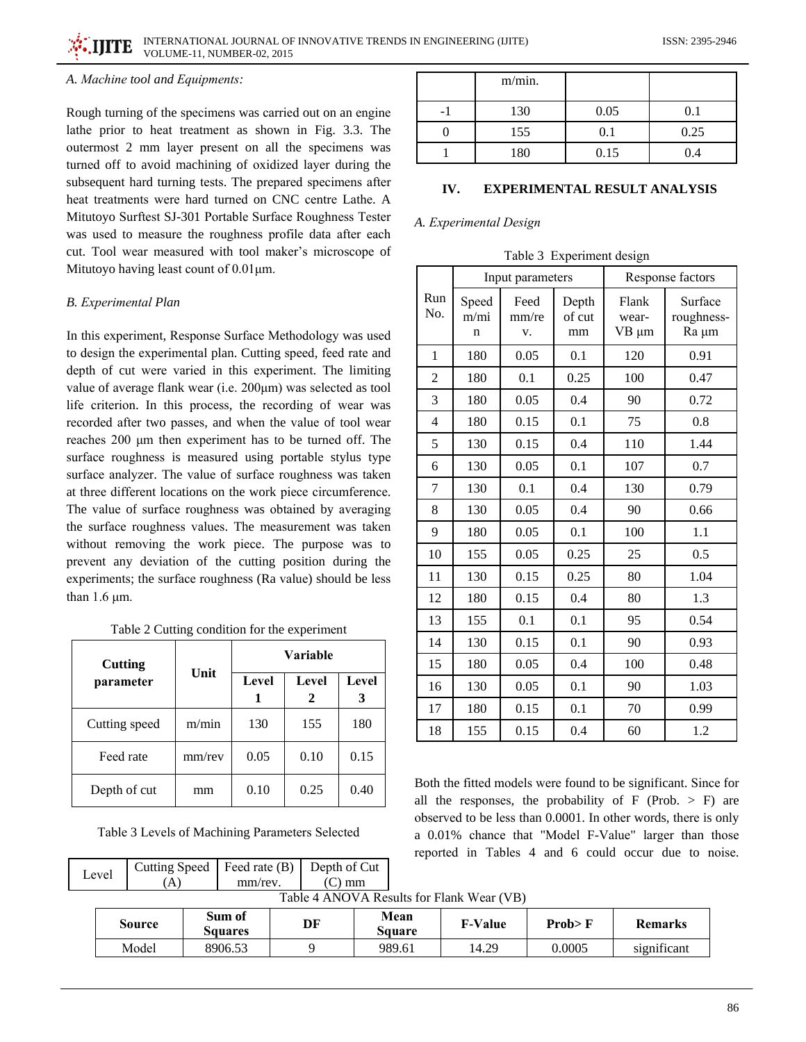*A. Machine tool and Equipments:*

Rough turning of the specimens was carried out on an engine lathe prior to heat treatment as shown in Fig. 3.3. The outermost 2 mm layer present on all the specimens was turned off to avoid machining of oxidized layer during the subsequent hard turning tests. The prepared specimens after heat treatments were hard turned on CNC centre Lathe. A Mitutoyo Surftest SJ-301 Portable Surface Roughness Tester was used to measure the roughness profile data after each cut. Tool wear measured with tool maker's microscope of Mitutoyo having least count of 0.01μm.

*B. Experimental Plan*

In this experiment, Response Surface Methodology was used to design the experimental plan. Cutting speed, feed rate and depth of cut were varied in this experiment. The limiting value of average flank wear (i.e. 200μm) was selected as tool life criterion. In this process, the recording of wear was recorded after two passes, and when the value of tool wear reaches 200 μm then experiment has to be turned off. The surface roughness is measured using portable stylus type surface analyzer. The value of surface roughness was taken at three different locations on the work piece circumference. The value of surface roughness was obtained by averaging the surface roughness values. The measurement was taken without removing the work piece. The purpose was to prevent any deviation of the cutting position during the experiments; the surface roughness (Ra value) should be less than 1.6 μm.

Table 2 Cutting condition for the experiment

| Cutting parameter | Unit | Variable | | |
|---|---|---|---|---|
| | | Level 1 | Level 2 | Level 3 |
| Cutting speed | m/min | 130 | 155 | 180 |
| Feed rate | mm/rev | 0.05 | 0.10 | 0.15 |
| Depth of cut | mm | 0.10 | 0.25 | 0.40 |

Table 3 Levels of Machining Parameters Selected

| Level | Cutting Speed (A) m/min. | Feed rate (B) mm/rev. | Depth of Cut (C) mm |
|---|---|---|---|
| -1 | 130 | 0.05 | 0.1 |
| 0 | 155 | 0.1 | 0.25 |
| 1 | 180 | 0.15 | 0.4 |

## IV. EXPERIMENTAL RESULT ANALYSIS

*A. Experimental Design*

Table 3 Experiment design

| Run No. | Input parameters | | | Response factors | |
|---|---|---|---|---|---|
| | Speed m/min | Feed mm/rev. | Depth of cut mm | Flank wear-VB μm | Surface roughness-Ra μm |
| 1 | 180 | 0.05 | 0.1 | 120 | 0.91 |
| 2 | 180 | 0.1 | 0.25 | 100 | 0.47 |
| 3 | 180 | 0.05 | 0.4 | 90 | 0.72 |
| 4 | 180 | 0.15 | 0.1 | 75 | 0.8 |
| 5 | 130 | 0.15 | 0.4 | 110 | 1.44 |
| 6 | 130 | 0.05 | 0.1 | 107 | 0.7 |
| 7 | 130 | 0.1 | 0.4 | 130 | 0.79 |
| 8 | 130 | 0.05 | 0.4 | 90 | 0.66 |
| 9 | 180 | 0.05 | 0.1 | 100 | 1.1 |
| 10 | 155 | 0.05 | 0.25 | 25 | 0.5 |
| 11 | 130 | 0.15 | 0.25 | 80 | 1.04 |
| 12 | 180 | 0.15 | 0.4 | 80 | 1.3 |
| 13 | 155 | 0.1 | 0.1 | 95 | 0.54 |
| 14 | 130 | 0.15 | 0.1 | 90 | 0.93 |
| 15 | 180 | 0.05 | 0.4 | 100 | 0.48 |
| 16 | 130 | 0.05 | 0.1 | 90 | 1.03 |
| 17 | 180 | 0.15 | 0.1 | 70 | 0.99 |
| 18 | 155 | 0.15 | 0.4 | 60 | 1.2 |

Both the fitted models were found to be significant. Since for all the responses, the probability of F (Prob. > F) are observed to be less than 0.0001. In other words, there is only a 0.01% chance that "Model F-Value" larger than those reported in Tables 4 and 6 could occur due to noise.

Table 4 ANOVA Results for Flank Wear (VB)

| Source | Sum of Squares | DF | Mean Square | F-Value | Prob> F | Remarks |
|---|---|---|---|---|---|---|
| Model | 8906.53 | 9 | 989.61 | 14.29 | 0.0005 | significant |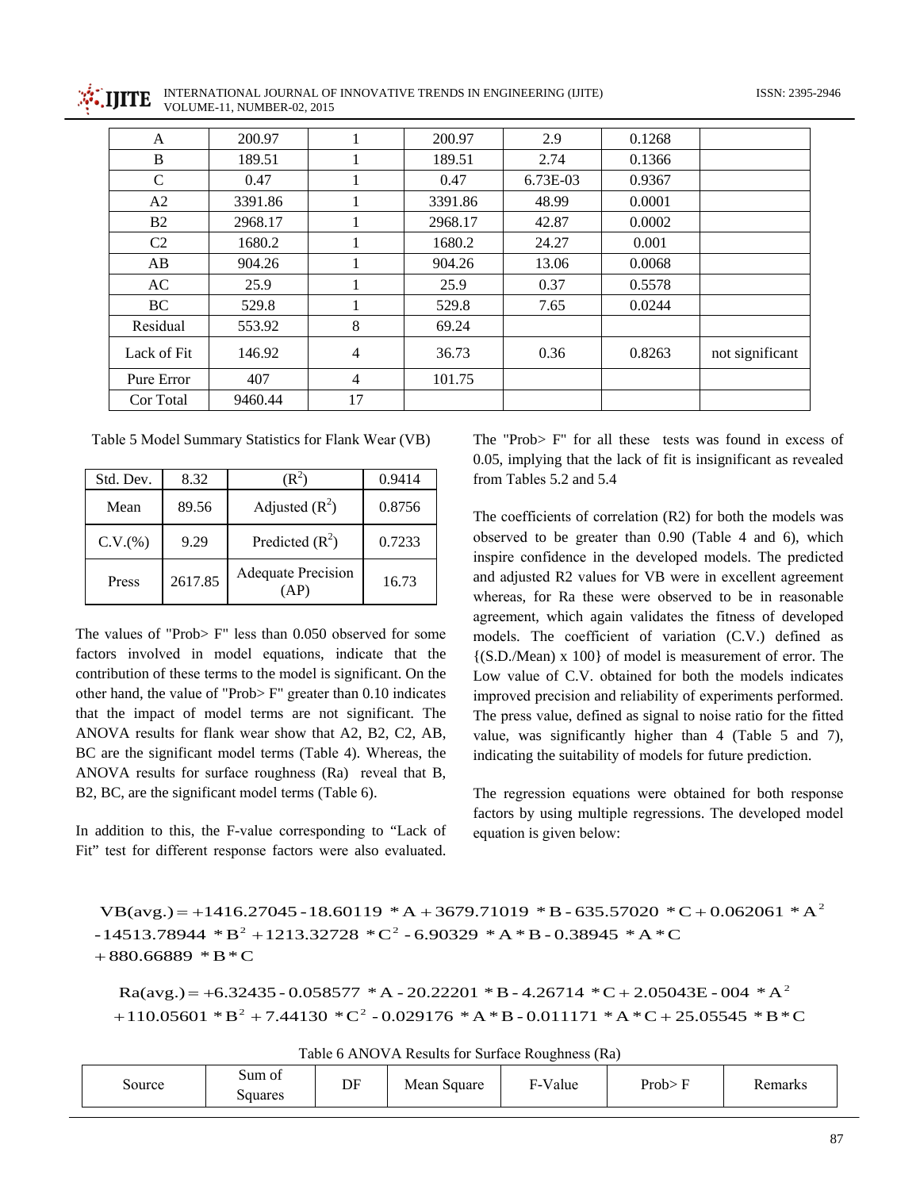| A | 200.97 | 1 | 200.97 | 2.9 | 0.1268 | |
|---|---|---|---|---|---|---|
| B | 189.51 | 1 | 189.51 | 2.74 | 0.1366 | |
| C | 0.47 | 1 | 0.47 | 6.73E-03 | 0.9367 | |
| A2 | 3391.86 | 1 | 3391.86 | 48.99 | 0.0001 | |
| B2 | 2968.17 | 1 | 2968.17 | 42.87 | 0.0002 | |
| C2 | 1680.2 | 1 | 1680.2 | 24.27 | 0.001 | |
| AB | 904.26 | 1 | 904.26 | 13.06 | 0.0068 | |
| AC | 25.9 | 1 | 25.9 | 0.37 | 0.5578 | |
| BC | 529.8 | 1 | 529.8 | 7.65 | 0.0244 | |
| Residual | 553.92 | 8 | 69.24 | | | |
| Lack of Fit | 146.92 | 4 | 36.73 | 0.36 | 0.8263 | not significant |
| Pure Error | 407 | 4 | 101.75 | | | |
| Cor Total | 9460.44 | 17 | | | | |

Table 5 Model Summary Statistics for Flank Wear (VB)

| Std. Dev. | 8.32 | ($R^2$) | 0.9414 |
|---|---|---|---|
| Mean | 89.56 | Adjusted ($R^2$) | 0.8756 |
| C.V.(%) | 9.29 | Predicted ($R^2$) | 0.7233 |
| Press | 2617.85 | Adequate Precision (AP) | 16.73 |

The values of "Prob> F" less than 0.050 observed for some factors involved in model equations, indicate that the contribution of these terms to the model is significant. On the other hand, the value of "Prob> F" greater than 0.10 indicates that the impact of model terms are not significant. The ANOVA results for flank wear show that A2, B2, C2, AB, BC are the significant model terms (Table 4). Whereas, the ANOVA results for surface roughness (Ra) reveal that B, B2, BC, are the significant model terms (Table 6).

In addition to this, the F-value corresponding to "Lack of Fit" test for different response factors were also evaluated. The "Prob> F" for all these tests was found in excess of 0.05, implying that the lack of fit is insignificant as revealed from Tables 5.2 and 5.4

The coefficients of correlation (R2) for both the models was observed to be greater than 0.90 (Table 4 and 6), which inspire confidence in the developed models. The predicted and adjusted R2 values for VB were in excellent agreement whereas, for Ra these were observed to be in reasonable agreement, which again validates the fitness of developed models. The coefficient of variation (C.V.) defined as {(S.D./Mean) x 100} of model is measurement of error. The Low value of C.V. obtained for both the models indicates improved precision and reliability of experiments performed. The press value, defined as signal to noise ratio for the fitted value, was significantly higher than 4 (Table 5 and 7), indicating the suitability of models for future prediction.

The regression equations were obtained for both response factors by using multiple regressions. The developed model equation is given below:

$$VB(avg.) = +1416.27045 - 18.60119 * A + 3679.71019 * B - 635.57020 * C + 0.062061 * A^2 - 14513.78944 * B^2 + 1213.32728 * C^2 - 6.90329 * A * B - 0.38945 * A * C + 880.66889 * B * C$$

$$Ra(avg.) = +6.32435 - 0.058577 * A - 20.22201 * B - 4.26714 * C + 2.05043E-004 * A^2 + 110.05601 * B^2 + 7.44130 * C^2 - 0.029176 * A * B - 0.011171 * A * C + 25.05545 * B * C$$

Table 6 ANOVA Results for Surface Roughness (Ra)

| Source | Sum of Squares | DF | Mean Square | F-Value | Prob> F | Remarks |
|---|---|---|---|---|---|---|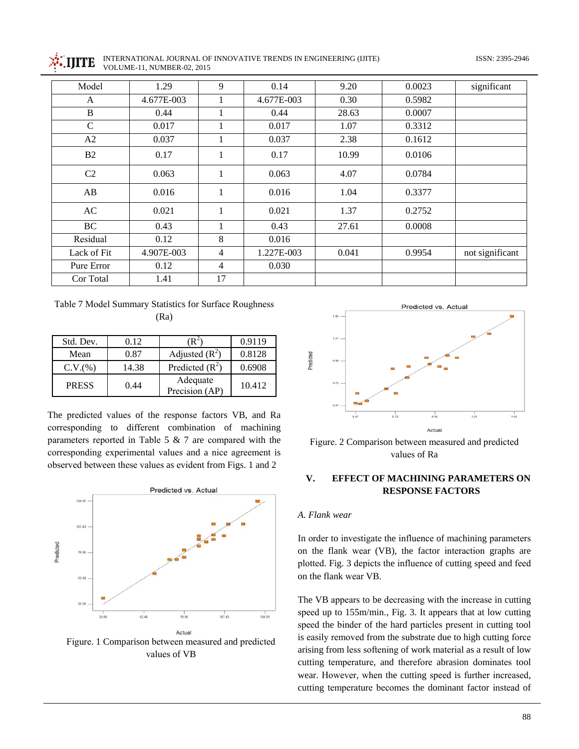| Model | 1.29 | 9 | 0.14 | 9.20 | 0.0023 | significant |
|---|---|---|---|---|---|---|
| A | 4.677E-003 | 1 | 4.677E-003 | 0.30 | 0.5982 | |
| B | 0.44 | 1 | 0.44 | 28.63 | 0.0007 | |
| C | 0.017 | 1 | 0.017 | 1.07 | 0.3312 | |
| A2 | 0.037 | 1 | 0.037 | 2.38 | 0.1612 | |
| B2 | 0.17 | 1 | 0.17 | 10.99 | 0.0106 | |
| C2 | 0.063 | 1 | 0.063 | 4.07 | 0.0784 | |
| AB | 0.016 | 1 | 0.016 | 1.04 | 0.3377 | |
| AC | 0.021 | 1 | 0.021 | 1.37 | 0.2752 | |
| BC | 0.43 | 1 | 0.43 | 27.61 | 0.0008 | |
| Residual | 0.12 | 8 | 0.016 | | | |
| Lack of Fit | 4.907E-003 | 4 | 1.227E-003 | 0.041 | 0.9954 | not significant |
| Pure Error | 0.12 | 4 | 0.030 | | | |
| Cor Total | 1.41 | 17 | | | | |

Table 7 Model Summary Statistics for Surface Roughness (Ra)

| Std. Dev. | 0.12 | ($R^2$) | 0.9119 |
|---|---|---|---|
| Mean | 0.87 | Adjusted ($R^2$) | 0.8128 |
| C.V.(%) | 14.38 | Predicted ($R^2$) | 0.6908 |
| PRESS | 0.44 | Adequate Precision (AP) | 10.412 |

The predicted values of the response factors VB, and Ra corresponding to different combination of machining parameters reported in Table 5 & 7 are compared with the corresponding experimental values and a nice agreement is observed between these values as evident from Figs. 1 and 2

Figure. 1 Comparison between measured and predicted values of VB

Figure. 2 Comparison between measured and predicted values of Ra

## V. EFFECT OF MACHINING PARAMETERS ON RESPONSE FACTORS

### *A. Flank wear*

In order to investigate the influence of machining parameters on the flank wear (VB), the factor interaction graphs are plotted. Fig. 3 depicts the influence of cutting speed and feed on the flank wear VB.

The VB appears to be decreasing with the increase in cutting speed up to 155m/min., Fig. 3. It appears that at low cutting speed the binder of the hard particles present in cutting tool is easily removed from the substrate due to high cutting force arising from less softening of work material as a result of low cutting temperature, and therefore abrasion dominates tool wear. However, when the cutting speed is further increased, cutting temperature becomes the dominant factor instead of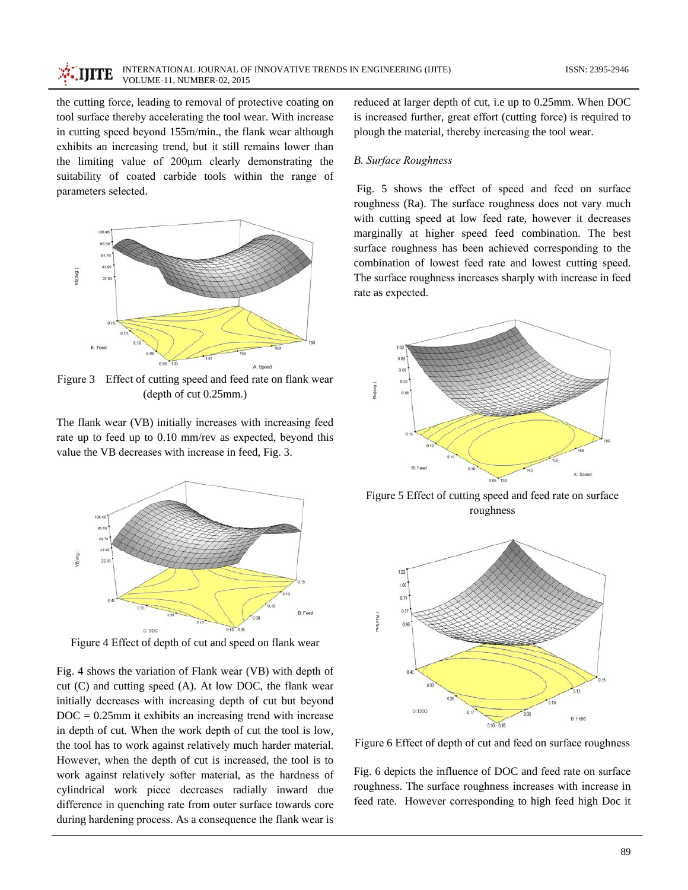the cutting force, leading to removal of protective coating on tool surface thereby accelerating the tool wear. With increase in cutting speed beyond 155m/min., the flank wear although exhibits an increasing trend, but it still remains lower than the limiting value of 200μm clearly demonstrating the suitability of coated carbide tools within the range of parameters selected.

Figure 3 Effect of cutting speed and feed rate on flank wear (depth of cut 0.25mm.)

The flank wear (VB) initially increases with increasing feed rate up to feed up to 0.10 mm/rev as expected, beyond this value the VB decreases with increase in feed, Fig. 3.

Figure 4 Effect of depth of cut and speed on flank wear

Fig. 4 shows the variation of Flank wear (VB) with depth of cut (C) and cutting speed (A). At low DOC, the flank wear initially decreases with increasing depth of cut but beyond DOC = 0.25mm it exhibits an increasing trend with increase in depth of cut. When the work depth of cut the tool is low, the tool has to work against relatively much harder material. However, when the depth of cut is increased, the tool is to work against relatively softer material, as the hardness of cylindrical work piece decreases radially inward due difference in quenching rate from outer surface towards core during hardening process. As a consequence the flank wear is reduced at larger depth of cut, i.e up to 0.25mm. When DOC is increased further, great effort (cutting force) is required to plough the material, thereby increasing the tool wear.

### *B. Surface Roughness*

Fig. 5 shows the effect of speed and feed on surface roughness (Ra). The surface roughness does not vary much with cutting speed at low feed rate, however it decreases marginally at higher speed feed combination. The best surface roughness has been achieved corresponding to the combination of lowest feed rate and lowest cutting speed. The surface roughness increases sharply with increase in feed rate as expected.

Figure 5 Effect of cutting speed and feed rate on surface roughness

Figure 6 Effect of depth of cut and feed on surface roughness

Fig. 6 depicts the influence of DOC and feed rate on surface roughness. The surface roughness increases with increase in feed rate. However corresponding to high feed high Doc it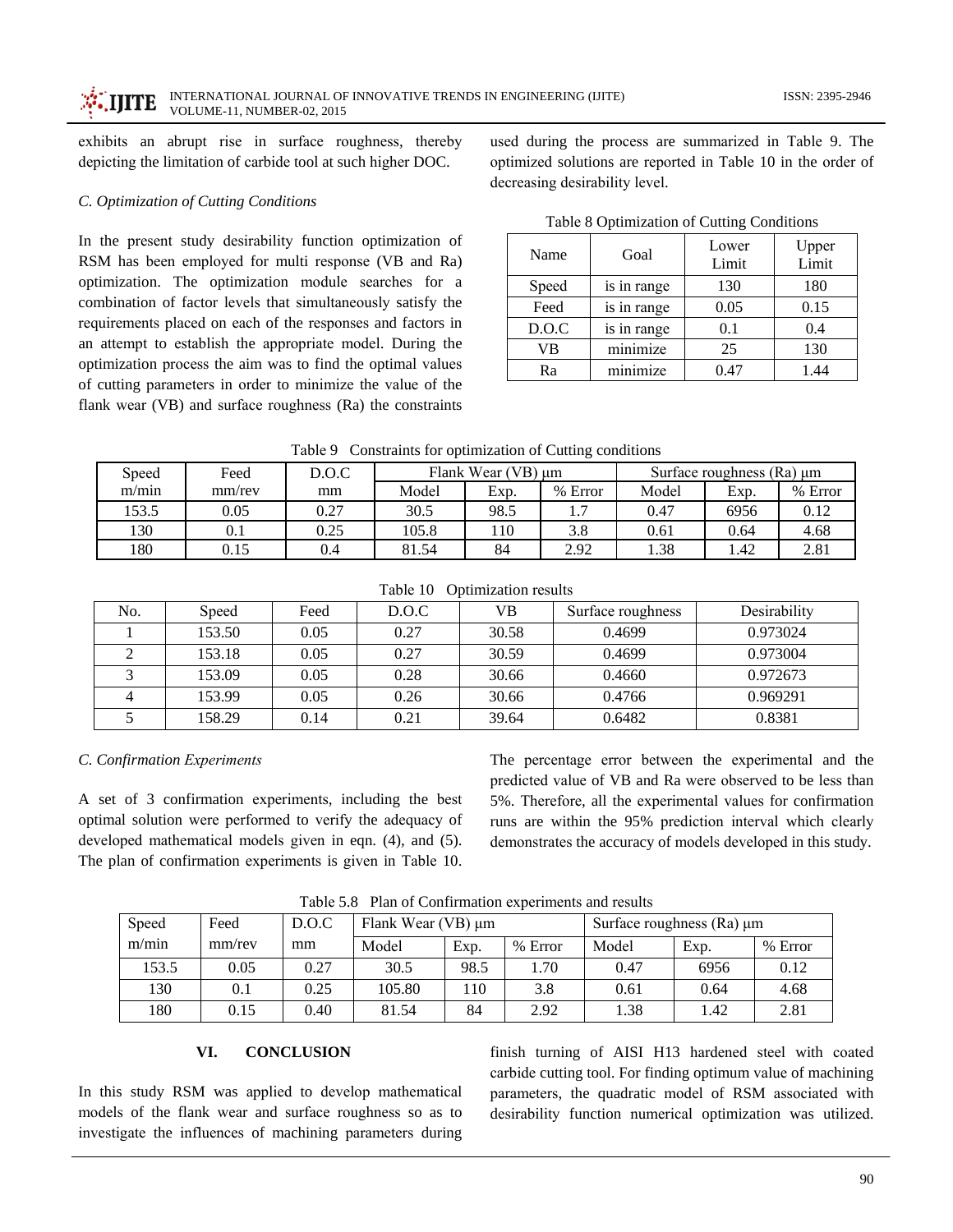exhibits an abrupt rise in surface roughness, thereby depicting the limitation of carbide tool at such higher DOC.

### *C. Optimization of Cutting Conditions*

In the present study desirability function optimization of RSM has been employed for multi response (VB and Ra) optimization. The optimization module searches for a combination of factor levels that simultaneously satisfy the requirements placed on each of the responses and factors in an attempt to establish the appropriate model. During the optimization process the aim was to find the optimal values of cutting parameters in order to minimize the value of the flank wear (VB) and surface roughness (Ra) the constraints used during the process are summarized in Table 9. The optimized solutions are reported in Table 10 in the order of decreasing desirability level.

Table 8 Optimization of Cutting Conditions

| Name | Goal | Lower Limit | Upper Limit |
|---|---|---|---|
| Speed | is in range | 130 | 180 |
| Feed | is in range | 0.05 | 0.15 |
| D.O.C | is in range | 0.1 | 0.4 |
| VB | minimize | 25 | 130 |
| Ra | minimize | 0.47 | 1.44 |

Table 9 Constraints for optimization of Cutting conditions

| Speed m/min | Feed mm/rev | D.O.C mm | Flank Wear (VB) μm | | | Surface roughness (Ra) μm | | |
|---|---|---|---|---|---|---|---|---|
| | | | Model | Exp. | % Error | Model | Exp. | % Error |
| 153.5 | 0.05 | 0.27 | 30.5 | 98.5 | 1.7 | 0.47 | 6956 | 0.12 |
| 130 | 0.1 | 0.25 | 105.8 | 110 | 3.8 | 0.61 | 0.64 | 4.68 |
| 180 | 0.15 | 0.4 | 81.54 | 84 | 2.92 | 1.38 | 1.42 | 2.81 |

Table 10 Optimization results

| No. | Speed | Feed | D.O.C | VB | Surface roughness | Desirability |
|---|---|---|---|---|---|---|
| 1 | 153.50 | 0.05 | 0.27 | 30.58 | 0.4699 | 0.973024 |
| 2 | 153.18 | 0.05 | 0.27 | 30.59 | 0.4699 | 0.973004 |
| 3 | 153.09 | 0.05 | 0.28 | 30.66 | 0.4660 | 0.972673 |
| 4 | 153.99 | 0.05 | 0.26 | 30.66 | 0.4766 | 0.969291 |
| 5 | 158.29 | 0.14 | 0.21 | 39.64 | 0.6482 | 0.8381 |

### *C. Confirmation Experiments*

A set of 3 confirmation experiments, including the best optimal solution were performed to verify the adequacy of developed mathematical models given in eqn. (4), and (5). The plan of confirmation experiments is given in Table 10. The percentage error between the experimental and the predicted value of VB and Ra were observed to be less than 5%. Therefore, all the experimental values for confirmation runs are within the 95% prediction interval which clearly demonstrates the accuracy of models developed in this study.

Table 5.8 Plan of Confirmation experiments and results

| Speed m/min | Feed mm/rev | D.O.C mm | Flank Wear (VB) μm | | | Surface roughness (Ra) μm | | |
|---|---|---|---|---|---|---|---|---|
| | | | Model | Exp. | % Error | Model | Exp. | % Error |
| 153.5 | 0.05 | 0.27 | 30.5 | 98.5 | 1.70 | 0.47 | 6956 | 0.12 |
| 130 | 0.1 | 0.25 | 105.80 | 110 | 3.8 | 0.61 | 0.64 | 4.68 |
| 180 | 0.15 | 0.40 | 81.54 | 84 | 2.92 | 1.38 | 1.42 | 2.81 |

## VI. CONCLUSION

In this study RSM was applied to develop mathematical models of the flank wear and surface roughness so as to investigate the influences of machining parameters during finish turning of AISI H13 hardened steel with coated carbide cutting tool. For finding optimum value of machining parameters, the quadratic model of RSM associated with desirability function numerical optimization was utilized.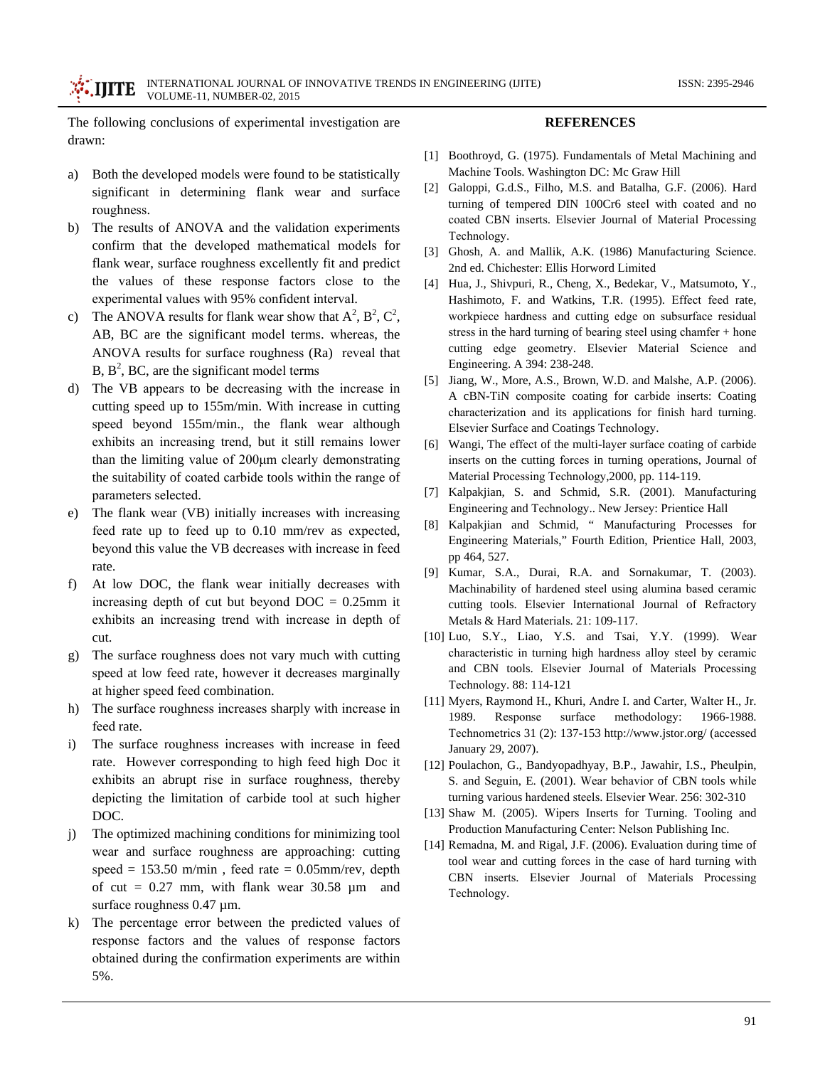The following conclusions of experimental investigation are drawn:

a) Both the developed models were found to be statistically significant in determining flank wear and surface roughness.
b) The results of ANOVA and the validation experiments confirm that the developed mathematical models for flank wear, surface roughness excellently fit and predict the values of these response factors close to the experimental values with 95% confident interval.
c) The ANOVA results for flank wear show that $A^2$, $B^2$, $C^2$, AB, BC are the significant model terms. whereas, the ANOVA results for surface roughness (Ra) reveal that B, $B^2$, BC, are the significant model terms
d) The VB appears to be decreasing with the increase in cutting speed up to 155m/min. With increase in cutting speed beyond 155m/min., the flank wear although exhibits an increasing trend, but it still remains lower than the limiting value of 200μm clearly demonstrating the suitability of coated carbide tools within the range of parameters selected.
e) The flank wear (VB) initially increases with increasing feed rate up to feed up to 0.10 mm/rev as expected, beyond this value the VB decreases with increase in feed rate.
f) At low DOC, the flank wear initially decreases with increasing depth of cut but beyond DOC = 0.25mm it exhibits an increasing trend with increase in depth of cut.
g) The surface roughness does not vary much with cutting speed at low feed rate, however it decreases marginally at higher speed feed combination.
h) The surface roughness increases sharply with increase in feed rate.
i) The surface roughness increases with increase in feed rate. However corresponding to high feed high Doc it exhibits an abrupt rise in surface roughness, thereby depicting the limitation of carbide tool at such higher DOC.
j) The optimized machining conditions for minimizing tool wear and surface roughness are approaching: cutting speed = 153.50 m/min , feed rate = 0.05mm/rev, depth of cut = 0.27 mm, with flank wear 30.58 µm and surface roughness 0.47 µm.
k) The percentage error between the predicted values of response factors and the values of response factors obtained during the confirmation experiments are within 5%.

## REFERENCES

[1] Boothroyd, G. (1975). Fundamentals of Metal Machining and Machine Tools. Washington DC: Mc Graw Hill

[2] Galoppi, G.d.S., Filho, M.S. and Batalha, G.F. (2006). Hard turning of tempered DIN 100Cr6 steel with coated and no coated CBN inserts. Elsevier Journal of Material Processing Technology.

[3] Ghosh, A. and Mallik, A.K. (1986) Manufacturing Science. 2nd ed. Chichester: Ellis Horword Limited

[4] Hua, J., Shivpuri, R., Cheng, X., Bedekar, V., Matsumoto, Y., Hashimoto, F. and Watkins, T.R. (1995). Effect feed rate, workpiece hardness and cutting edge on subsurface residual stress in the hard turning of bearing steel using chamfer + hone cutting edge geometry. Elsevier Material Science and Engineering. A 394: 238-248.

[5] Jiang, W., More, A.S., Brown, W.D. and Malshe, A.P. (2006). A cBN-TiN composite coating for carbide inserts: Coating characterization and its applications for finish hard turning. Elsevier Surface and Coatings Technology.

[6] Wangi, The effect of the multi-layer surface coating of carbide inserts on the cutting forces in turning operations, Journal of Material Processing Technology,2000, pp. 114-119.

[7] Kalpakjian, S. and Schmid, S.R. (2001). Manufacturing Engineering and Technology.. New Jersey: Prientice Hall

[8] Kalpakjian and Schmid, " Manufacturing Processes for Engineering Materials," Fourth Edition, Prientice Hall, 2003, pp 464, 527.

[9] Kumar, S.A., Durai, R.A. and Sornakumar, T. (2003). Machinability of hardened steel using alumina based ceramic cutting tools. Elsevier International Journal of Refractory Metals & Hard Materials. 21: 109-117.

[10] Luo, S.Y., Liao, Y.S. and Tsai, Y.Y. (1999). Wear characteristic in turning high hardness alloy steel by ceramic and CBN tools. Elsevier Journal of Materials Processing Technology. 88: 114-121

[11] Myers, Raymond H., Khuri, Andre I. and Carter, Walter H., Jr. 1989. Response surface methodology: 1966-1988. Technometrics 31 (2): 137-153 http://www.jstor.org/ (accessed January 29, 2007).

[12] Poulachon, G., Bandyopadhyay, B.P., Jawahir, I.S., Pheulpin, S. and Seguin, E. (2001). Wear behavior of CBN tools while turning various hardened steels. Elsevier Wear. 256: 302-310

[13] Shaw M. (2005). Wipers Inserts for Turning. Tooling and Production Manufacturing Center: Nelson Publishing Inc.

[14] Remadna, M. and Rigal, J.F. (2006). Evaluation during time of tool wear and cutting forces in the case of hard turning with CBN inserts. Elsevier Journal of Materials Processing Technology.